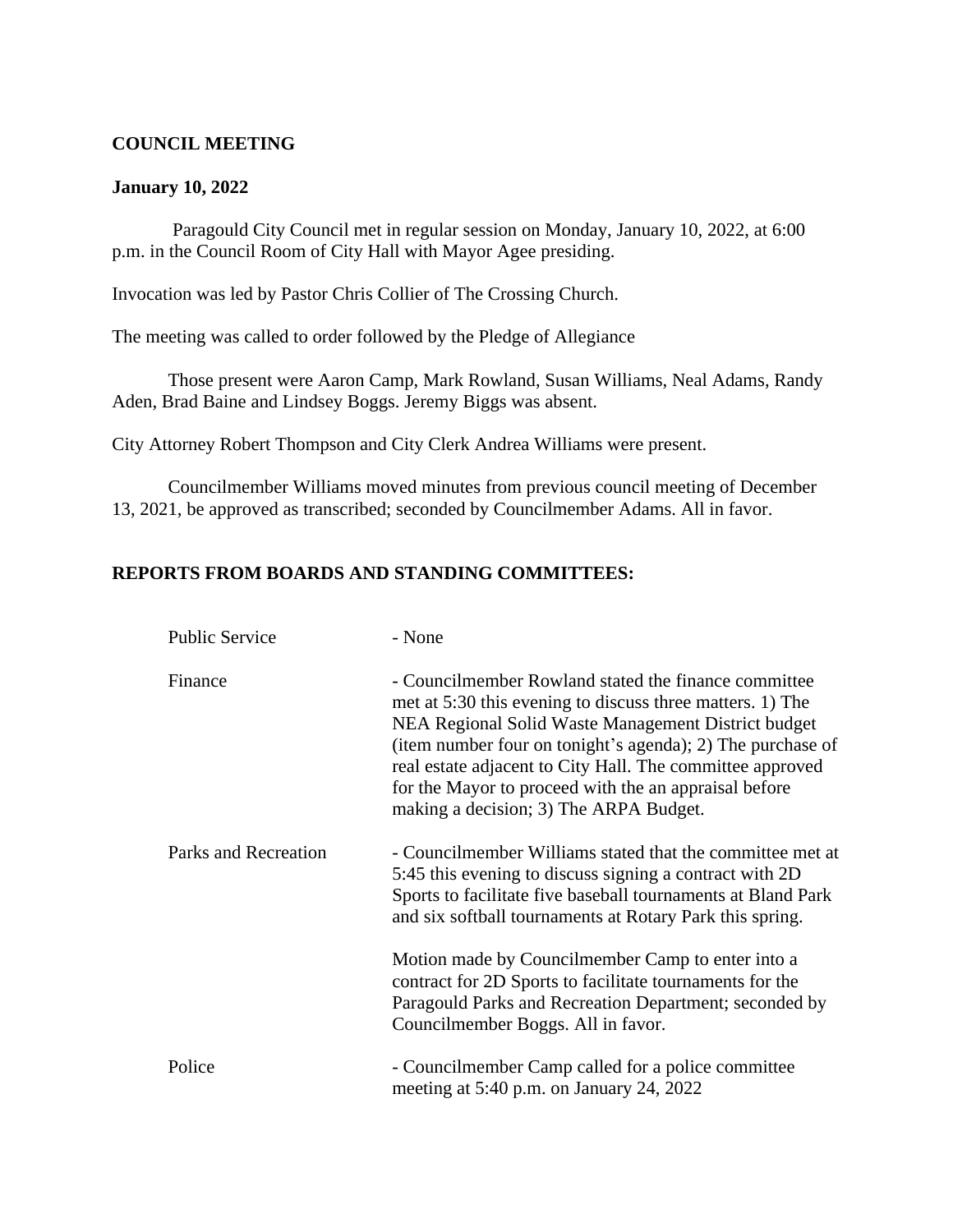**COUNCIL MEETING**

**January 10, 2022**

Paragould City Council met in regular session on Monday, January 10, 2022, at 6:00 p.m. in the Council Room of City Hall with Mayor Agee presiding.

Invocation was led by Pastor Chris Collier of The Crossing Church.

The meeting was called to order followed by the Pledge of Allegiance

Those present were Aaron Camp, Mark Rowland, Susan Williams, Neal Adams, Randy Aden, Brad Baine and Lindsey Boggs. Jeremy Biggs was absent.

City Attorney Robert Thompson and City Clerk Andrea Williams were present.

Councilmember Williams moved minutes from previous council meeting of December 13, 2021, be approved as transcribed; seconded by Councilmember Adams. All in favor.

**REPORTS FROM BOARDS AND STANDING COMMITTEES:**

Public Service - None

Finance - Councilmember Rowland stated the finance committee met at 5:30 this evening to discuss three matters. 1) The NEA Regional Solid Waste Management District budget (item number four on tonight's agenda); 2) The purchase of real estate adjacent to City Hall. The committee approved for the Mayor to proceed with the an appraisal before making a decision; 3) The ARPA Budget.

Parks and Recreation - Councilmember Williams stated that the committee met at 5:45 this evening to discuss signing a contract with 2D Sports to facilitate five baseball tournaments at Bland Park and six softball tournaments at Rotary Park this spring.

Motion made by Councilmember Camp to enter into a contract for 2D Sports to facilitate tournaments for the Paragould Parks and Recreation Department; seconded by Councilmember Boggs. All in favor.

Police - Councilmember Camp called for a police committee meeting at 5:40 p.m. on January 24, 2022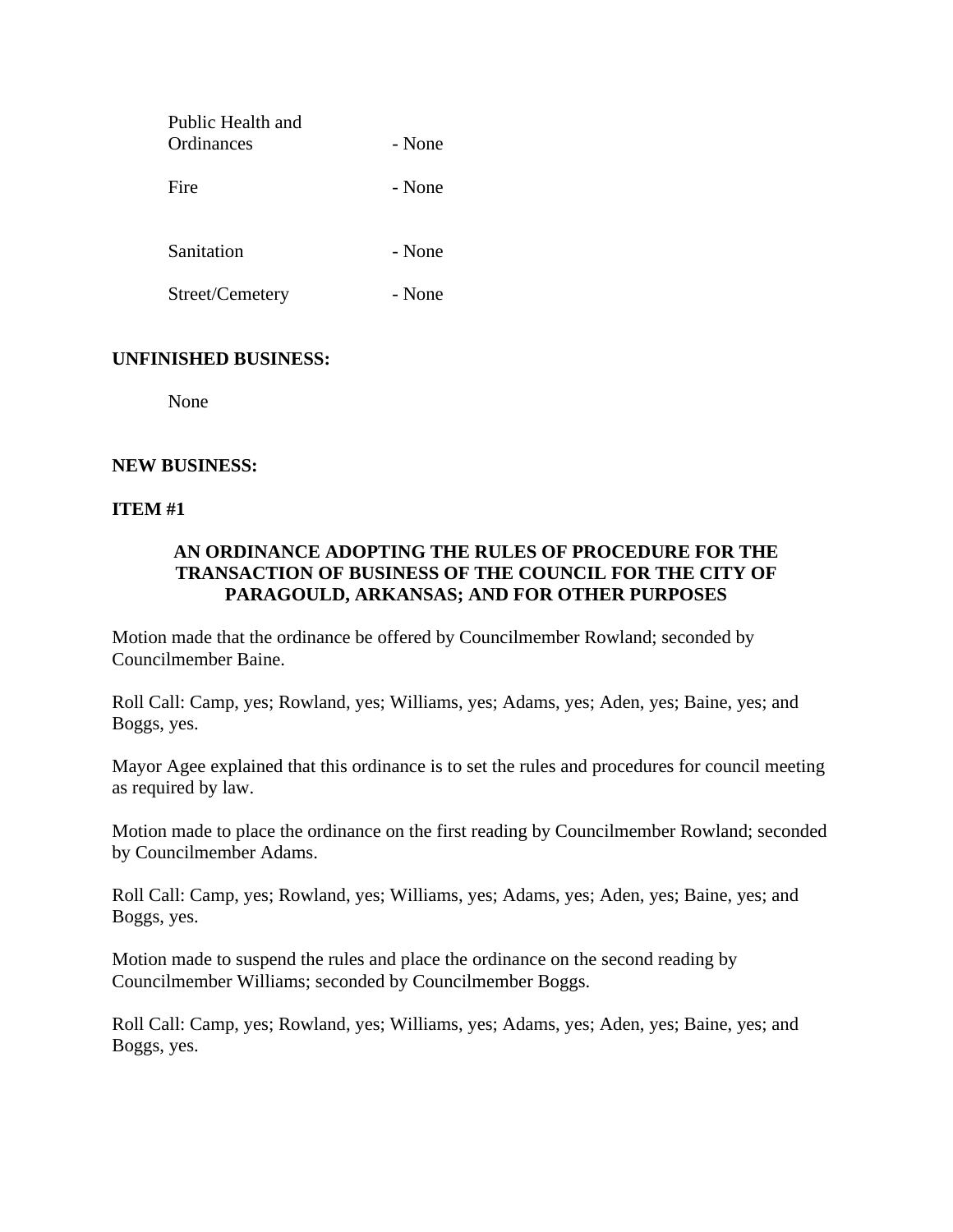| | |
|---|---|
| Public Health and Ordinances | - None |
| Fire | - None |
| Sanitation | - None |
| Street/Cemetery | - None |

**UNFINISHED BUSINESS:**

None

**NEW BUSINESS:**

**ITEM #1**

**AN ORDINANCE ADOPTING THE RULES OF PROCEDURE FOR THE TRANSACTION OF BUSINESS OF THE COUNCIL FOR THE CITY OF PARAGOULD, ARKANSAS; AND FOR OTHER PURPOSES**

Motion made that the ordinance be offered by Councilmember Rowland; seconded by Councilmember Baine.

Roll Call: Camp, yes; Rowland, yes; Williams, yes; Adams, yes; Aden, yes; Baine, yes; and Boggs, yes.

Mayor Agee explained that this ordinance is to set the rules and procedures for council meeting as required by law.

Motion made to place the ordinance on the first reading by Councilmember Rowland; seconded by Councilmember Adams.

Roll Call: Camp, yes; Rowland, yes; Williams, yes; Adams, yes; Aden, yes; Baine, yes; and Boggs, yes.

Motion made to suspend the rules and place the ordinance on the second reading by Councilmember Williams; seconded by Councilmember Boggs.

Roll Call: Camp, yes; Rowland, yes; Williams, yes; Adams, yes; Aden, yes; Baine, yes; and Boggs, yes.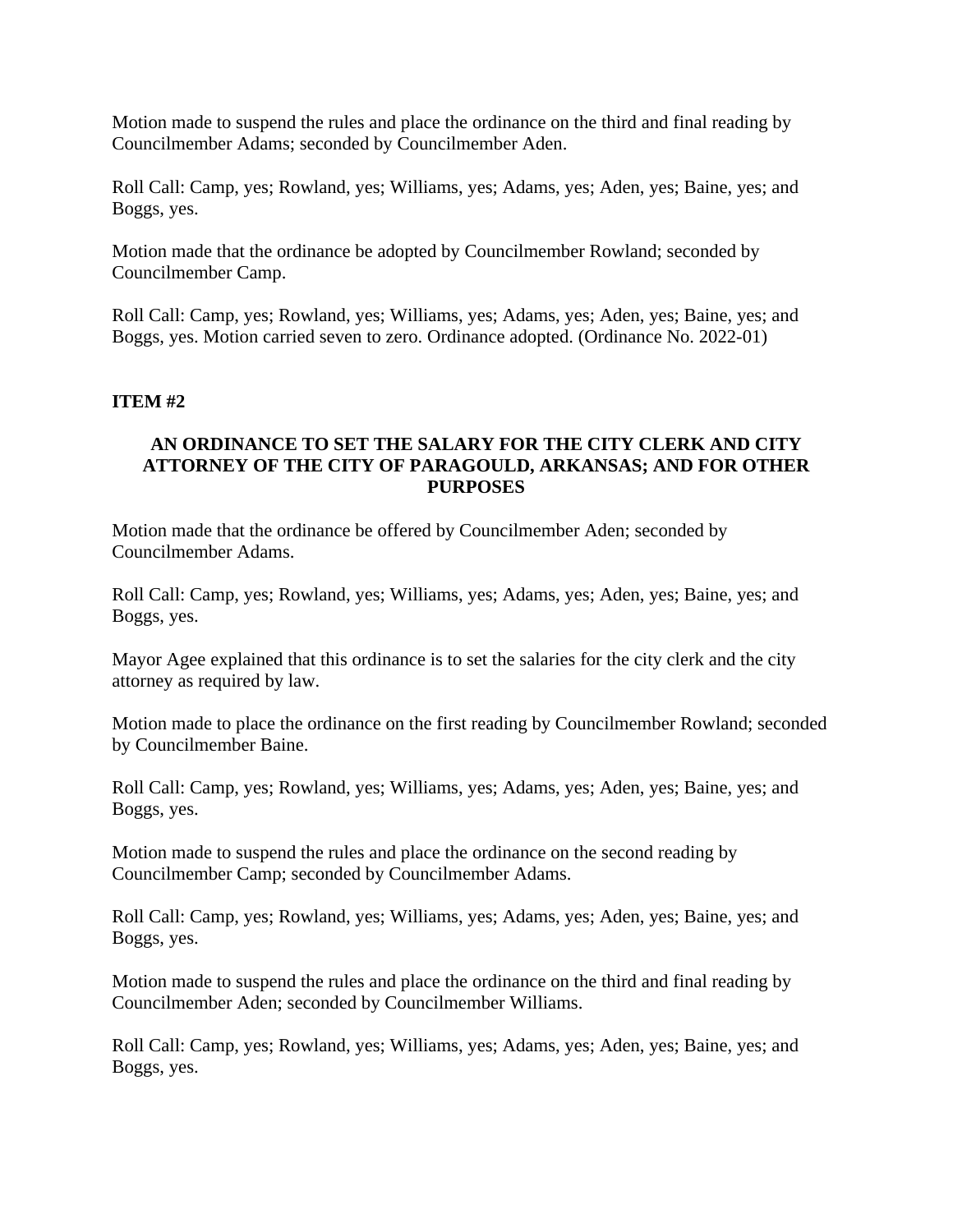Motion made to suspend the rules and place the ordinance on the third and final reading by Councilmember Adams; seconded by Councilmember Aden.

Roll Call: Camp, yes; Rowland, yes; Williams, yes; Adams, yes; Aden, yes; Baine, yes; and Boggs, yes.

Motion made that the ordinance be adopted by Councilmember Rowland; seconded by Councilmember Camp.

Roll Call: Camp, yes; Rowland, yes; Williams, yes; Adams, yes; Aden, yes; Baine, yes; and Boggs, yes. Motion carried seven to zero. Ordinance adopted. (Ordinance No. 2022-01)

**ITEM #2**

**AN ORDINANCE TO SET THE SALARY FOR THE CITY CLERK AND CITY ATTORNEY OF THE CITY OF PARAGOULD, ARKANSAS; AND FOR OTHER PURPOSES**

Motion made that the ordinance be offered by Councilmember Aden; seconded by Councilmember Adams.

Roll Call: Camp, yes; Rowland, yes; Williams, yes; Adams, yes; Aden, yes; Baine, yes; and Boggs, yes.

Mayor Agee explained that this ordinance is to set the salaries for the city clerk and the city attorney as required by law.

Motion made to place the ordinance on the first reading by Councilmember Rowland; seconded by Councilmember Baine.

Roll Call: Camp, yes; Rowland, yes; Williams, yes; Adams, yes; Aden, yes; Baine, yes; and Boggs, yes.

Motion made to suspend the rules and place the ordinance on the second reading by Councilmember Camp; seconded by Councilmember Adams.

Roll Call: Camp, yes; Rowland, yes; Williams, yes; Adams, yes; Aden, yes; Baine, yes; and Boggs, yes.

Motion made to suspend the rules and place the ordinance on the third and final reading by Councilmember Aden; seconded by Councilmember Williams.

Roll Call: Camp, yes; Rowland, yes; Williams, yes; Adams, yes; Aden, yes; Baine, yes; and Boggs, yes.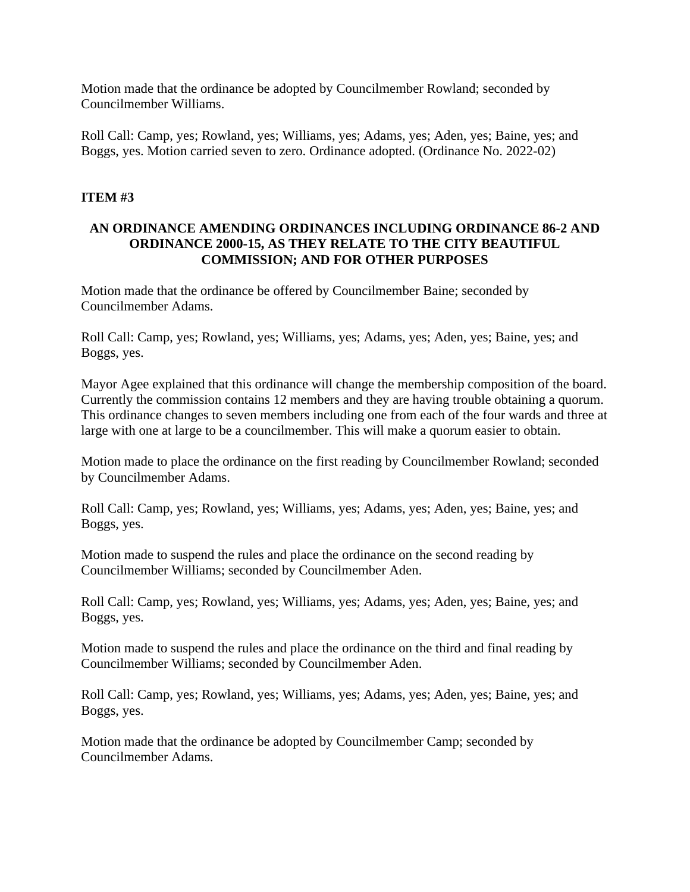Motion made that the ordinance be adopted by Councilmember Rowland; seconded by Councilmember Williams.

Roll Call: Camp, yes; Rowland, yes; Williams, yes; Adams, yes; Aden, yes; Baine, yes; and Boggs, yes. Motion carried seven to zero. Ordinance adopted. (Ordinance No. 2022-02)

**ITEM #3**

**AN ORDINANCE AMENDING ORDINANCES INCLUDING ORDINANCE 86-2 AND ORDINANCE 2000-15, AS THEY RELATE TO THE CITY BEAUTIFUL COMMISSION; AND FOR OTHER PURPOSES**

Motion made that the ordinance be offered by Councilmember Baine; seconded by Councilmember Adams.

Roll Call: Camp, yes; Rowland, yes; Williams, yes; Adams, yes; Aden, yes; Baine, yes; and Boggs, yes.

Mayor Agee explained that this ordinance will change the membership composition of the board. Currently the commission contains 12 members and they are having trouble obtaining a quorum. This ordinance changes to seven members including one from each of the four wards and three at large with one at large to be a councilmember. This will make a quorum easier to obtain.

Motion made to place the ordinance on the first reading by Councilmember Rowland; seconded by Councilmember Adams.

Roll Call: Camp, yes; Rowland, yes; Williams, yes; Adams, yes; Aden, yes; Baine, yes; and Boggs, yes.

Motion made to suspend the rules and place the ordinance on the second reading by Councilmember Williams; seconded by Councilmember Aden.

Roll Call: Camp, yes; Rowland, yes; Williams, yes; Adams, yes; Aden, yes; Baine, yes; and Boggs, yes.

Motion made to suspend the rules and place the ordinance on the third and final reading by Councilmember Williams; seconded by Councilmember Aden.

Roll Call: Camp, yes; Rowland, yes; Williams, yes; Adams, yes; Aden, yes; Baine, yes; and Boggs, yes.

Motion made that the ordinance be adopted by Councilmember Camp; seconded by Councilmember Adams.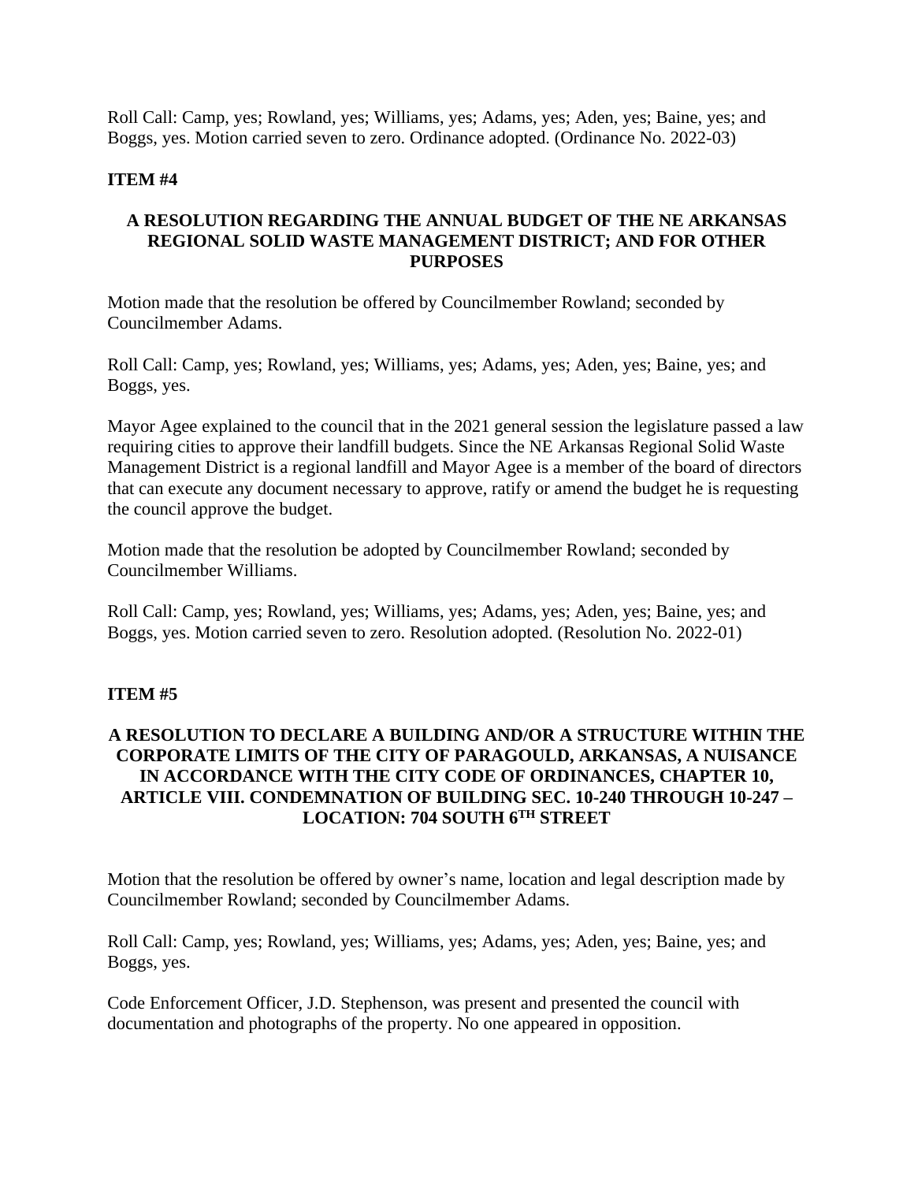Roll Call: Camp, yes; Rowland, yes; Williams, yes; Adams, yes; Aden, yes; Baine, yes; and Boggs, yes. Motion carried seven to zero. Ordinance adopted. (Ordinance No. 2022-03)

**ITEM #4**

**A RESOLUTION REGARDING THE ANNUAL BUDGET OF THE NE ARKANSAS REGIONAL SOLID WASTE MANAGEMENT DISTRICT; AND FOR OTHER PURPOSES**

Motion made that the resolution be offered by Councilmember Rowland; seconded by Councilmember Adams.

Roll Call: Camp, yes; Rowland, yes; Williams, yes; Adams, yes; Aden, yes; Baine, yes; and Boggs, yes.

Mayor Agee explained to the council that in the 2021 general session the legislature passed a law requiring cities to approve their landfill budgets. Since the NE Arkansas Regional Solid Waste Management District is a regional landfill and Mayor Agee is a member of the board of directors that can execute any document necessary to approve, ratify or amend the budget he is requesting the council approve the budget.

Motion made that the resolution be adopted by Councilmember Rowland; seconded by Councilmember Williams.

Roll Call: Camp, yes; Rowland, yes; Williams, yes; Adams, yes; Aden, yes; Baine, yes; and Boggs, yes. Motion carried seven to zero. Resolution adopted. (Resolution No. 2022-01)

**ITEM #5**

**A RESOLUTION TO DECLARE A BUILDING AND/OR A STRUCTURE WITHIN THE CORPORATE LIMITS OF THE CITY OF PARAGOULD, ARKANSAS, A NUISANCE IN ACCORDANCE WITH THE CITY CODE OF ORDINANCES, CHAPTER 10, ARTICLE VIII. CONDEMNATION OF BUILDING SEC. 10-240 THROUGH 10-247 – LOCATION: 704 SOUTH 6TH STREET**

Motion that the resolution be offered by owner's name, location and legal description made by Councilmember Rowland; seconded by Councilmember Adams.

Roll Call: Camp, yes; Rowland, yes; Williams, yes; Adams, yes; Aden, yes; Baine, yes; and Boggs, yes.

Code Enforcement Officer, J.D. Stephenson, was present and presented the council with documentation and photographs of the property. No one appeared in opposition.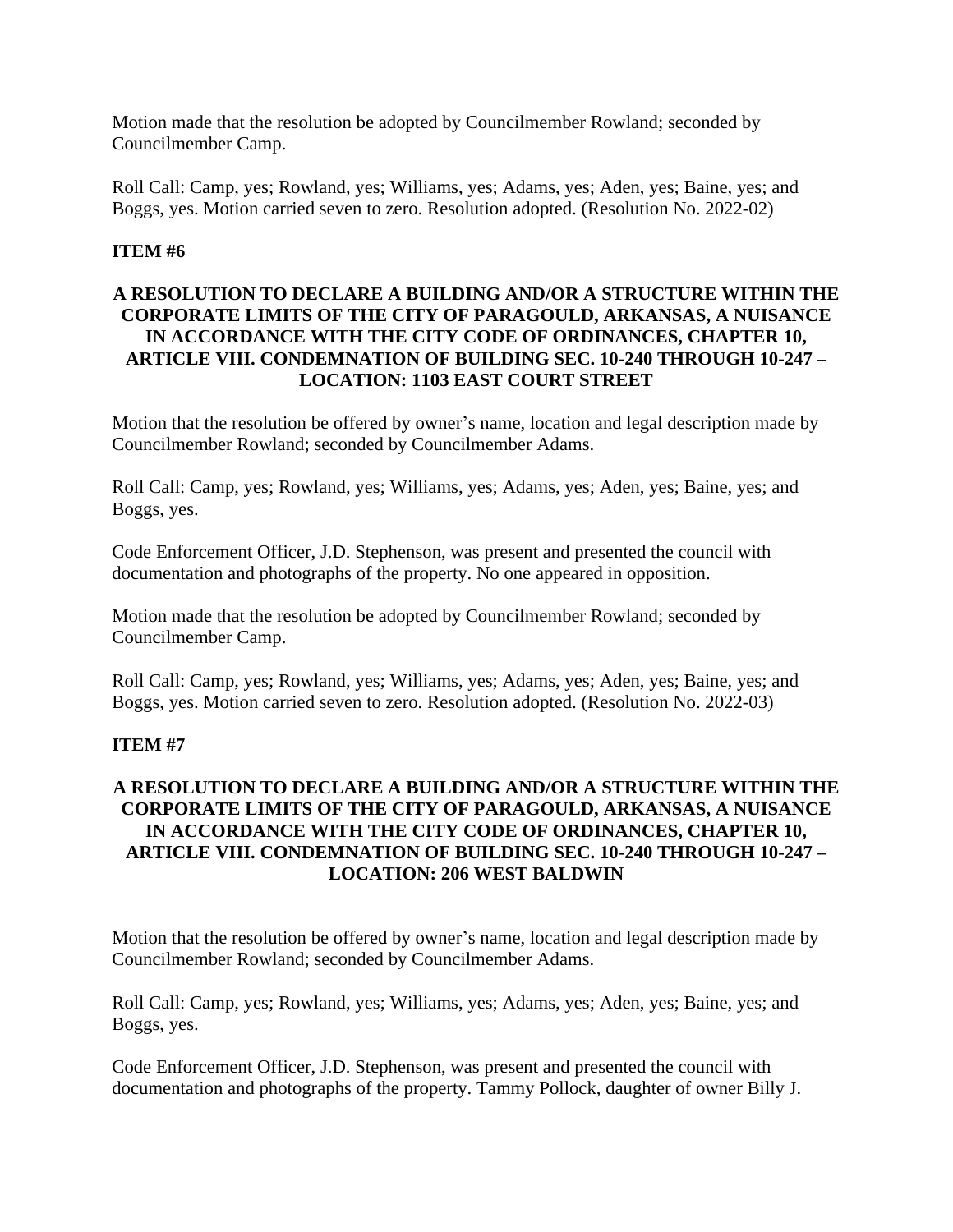Motion made that the resolution be adopted by Councilmember Rowland; seconded by Councilmember Camp.

Roll Call: Camp, yes; Rowland, yes; Williams, yes; Adams, yes; Aden, yes; Baine, yes; and Boggs, yes. Motion carried seven to zero. Resolution adopted. (Resolution No. 2022-02)

**ITEM #6**

**A RESOLUTION TO DECLARE A BUILDING AND/OR A STRUCTURE WITHIN THE CORPORATE LIMITS OF THE CITY OF PARAGOULD, ARKANSAS, A NUISANCE IN ACCORDANCE WITH THE CITY CODE OF ORDINANCES, CHAPTER 10, ARTICLE VIII. CONDEMNATION OF BUILDING SEC. 10-240 THROUGH 10-247 – LOCATION: 1103 EAST COURT STREET**

Motion that the resolution be offered by owner's name, location and legal description made by Councilmember Rowland; seconded by Councilmember Adams.

Roll Call: Camp, yes; Rowland, yes; Williams, yes; Adams, yes; Aden, yes; Baine, yes; and Boggs, yes.

Code Enforcement Officer, J.D. Stephenson, was present and presented the council with documentation and photographs of the property. No one appeared in opposition.

Motion made that the resolution be adopted by Councilmember Rowland; seconded by Councilmember Camp.

Roll Call: Camp, yes; Rowland, yes; Williams, yes; Adams, yes; Aden, yes; Baine, yes; and Boggs, yes. Motion carried seven to zero. Resolution adopted. (Resolution No. 2022-03)

**ITEM #7**

**A RESOLUTION TO DECLARE A BUILDING AND/OR A STRUCTURE WITHIN THE CORPORATE LIMITS OF THE CITY OF PARAGOULD, ARKANSAS, A NUISANCE IN ACCORDANCE WITH THE CITY CODE OF ORDINANCES, CHAPTER 10, ARTICLE VIII. CONDEMNATION OF BUILDING SEC. 10-240 THROUGH 10-247 – LOCATION: 206 WEST BALDWIN**

Motion that the resolution be offered by owner's name, location and legal description made by Councilmember Rowland; seconded by Councilmember Adams.

Roll Call: Camp, yes; Rowland, yes; Williams, yes; Adams, yes; Aden, yes; Baine, yes; and Boggs, yes.

Code Enforcement Officer, J.D. Stephenson, was present and presented the council with documentation and photographs of the property. Tammy Pollock, daughter of owner Billy J.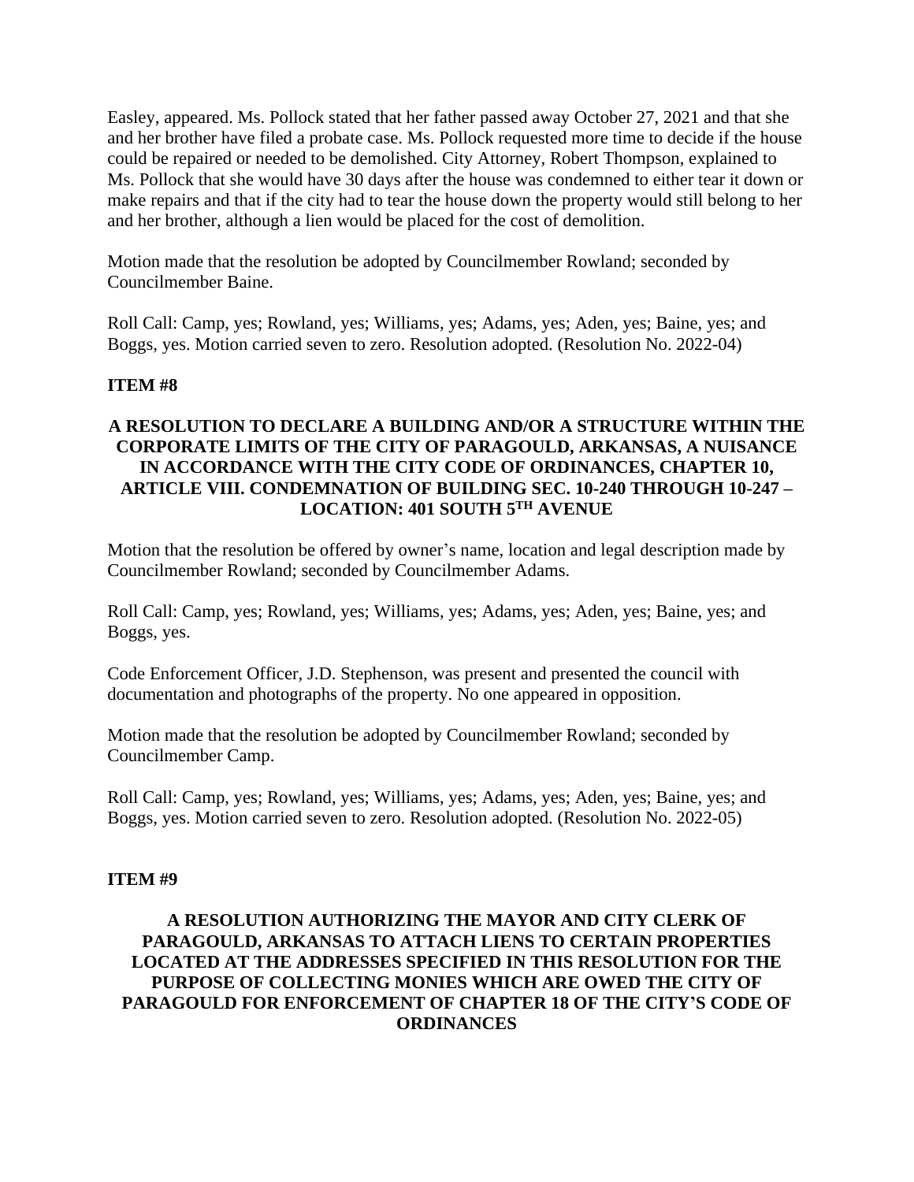Easley, appeared. Ms. Pollock stated that her father passed away October 27, 2021 and that she and her brother have filed a probate case. Ms. Pollock requested more time to decide if the house could be repaired or needed to be demolished. City Attorney, Robert Thompson, explained to Ms. Pollock that she would have 30 days after the house was condemned to either tear it down or make repairs and that if the city had to tear the house down the property would still belong to her and her brother, although a lien would be placed for the cost of demolition.

Motion made that the resolution be adopted by Councilmember Rowland; seconded by Councilmember Baine.

Roll Call: Camp, yes; Rowland, yes; Williams, yes; Adams, yes; Aden, yes; Baine, yes; and Boggs, yes. Motion carried seven to zero. Resolution adopted. (Resolution No. 2022-04)

**ITEM #8**

**A RESOLUTION TO DECLARE A BUILDING AND/OR A STRUCTURE WITHIN THE CORPORATE LIMITS OF THE CITY OF PARAGOULD, ARKANSAS, A NUISANCE IN ACCORDANCE WITH THE CITY CODE OF ORDINANCES, CHAPTER 10, ARTICLE VIII. CONDEMNATION OF BUILDING SEC. 10-240 THROUGH 10-247 – LOCATION: 401 SOUTH 5TH AVENUE**

Motion that the resolution be offered by owner's name, location and legal description made by Councilmember Rowland; seconded by Councilmember Adams.

Roll Call: Camp, yes; Rowland, yes; Williams, yes; Adams, yes; Aden, yes; Baine, yes; and Boggs, yes.

Code Enforcement Officer, J.D. Stephenson, was present and presented the council with documentation and photographs of the property. No one appeared in opposition.

Motion made that the resolution be adopted by Councilmember Rowland; seconded by Councilmember Camp.

Roll Call: Camp, yes; Rowland, yes; Williams, yes; Adams, yes; Aden, yes; Baine, yes; and Boggs, yes. Motion carried seven to zero. Resolution adopted. (Resolution No. 2022-05)

**ITEM #9**

**A RESOLUTION AUTHORIZING THE MAYOR AND CITY CLERK OF PARAGOULD, ARKANSAS TO ATTACH LIENS TO CERTAIN PROPERTIES LOCATED AT THE ADDRESSES SPECIFIED IN THIS RESOLUTION FOR THE PURPOSE OF COLLECTING MONIES WHICH ARE OWED THE CITY OF PARAGOULD FOR ENFORCEMENT OF CHAPTER 18 OF THE CITY'S CODE OF ORDINANCES**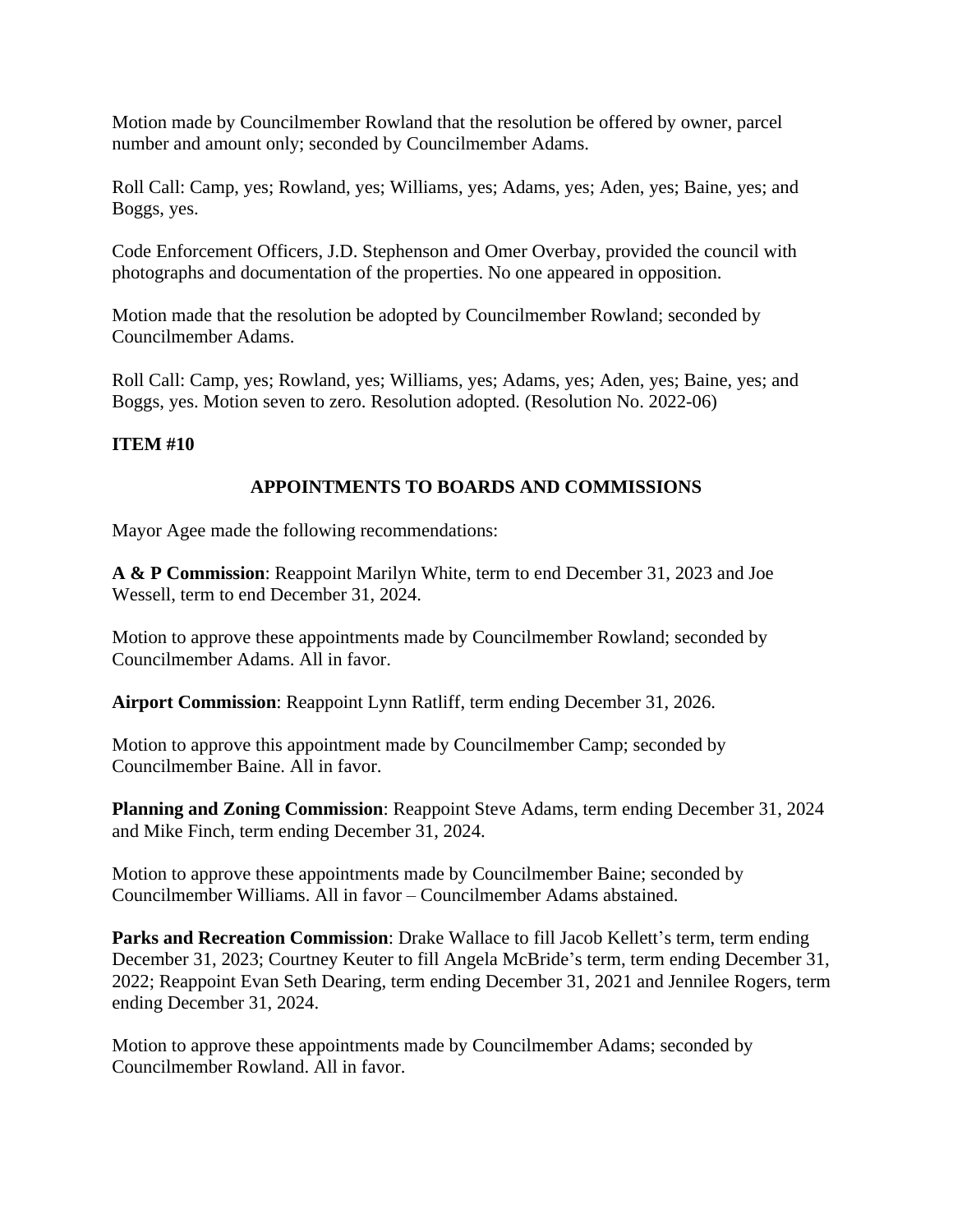Motion made by Councilmember Rowland that the resolution be offered by owner, parcel number and amount only; seconded by Councilmember Adams.

Roll Call: Camp, yes; Rowland, yes; Williams, yes; Adams, yes; Aden, yes; Baine, yes; and Boggs, yes.

Code Enforcement Officers, J.D. Stephenson and Omer Overbay, provided the council with photographs and documentation of the properties. No one appeared in opposition.

Motion made that the resolution be adopted by Councilmember Rowland; seconded by Councilmember Adams.

Roll Call: Camp, yes; Rowland, yes; Williams, yes; Adams, yes; Aden, yes; Baine, yes; and Boggs, yes. Motion seven to zero. Resolution adopted. (Resolution No. 2022-06)

**ITEM #10**

## APPOINTMENTS TO BOARDS AND COMMISSIONS

Mayor Agee made the following recommendations:

**A & P Commission**: Reappoint Marilyn White, term to end December 31, 2023 and Joe Wessell, term to end December 31, 2024.

Motion to approve these appointments made by Councilmember Rowland; seconded by Councilmember Adams. All in favor.

**Airport Commission**: Reappoint Lynn Ratliff, term ending December 31, 2026.

Motion to approve this appointment made by Councilmember Camp; seconded by Councilmember Baine. All in favor.

**Planning and Zoning Commission**: Reappoint Steve Adams, term ending December 31, 2024 and Mike Finch, term ending December 31, 2024.

Motion to approve these appointments made by Councilmember Baine; seconded by Councilmember Williams. All in favor – Councilmember Adams abstained.

**Parks and Recreation Commission**: Drake Wallace to fill Jacob Kellett's term, term ending December 31, 2023; Courtney Keuter to fill Angela McBride's term, term ending December 31, 2022; Reappoint Evan Seth Dearing, term ending December 31, 2021 and Jennilee Rogers, term ending December 31, 2024.

Motion to approve these appointments made by Councilmember Adams; seconded by Councilmember Rowland. All in favor.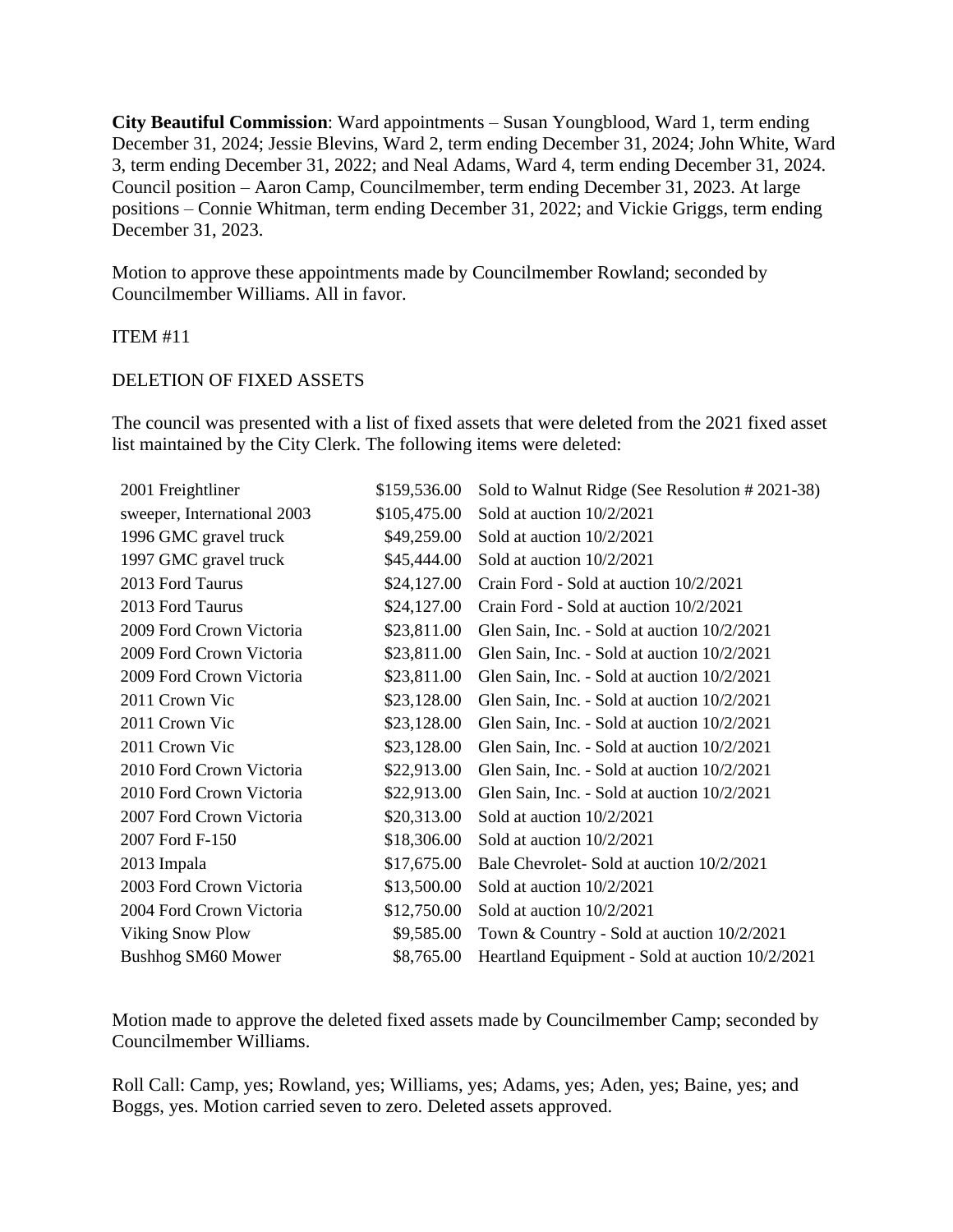**City Beautiful Commission**: Ward appointments – Susan Youngblood, Ward 1, term ending December 31, 2024; Jessie Blevins, Ward 2, term ending December 31, 2024; John White, Ward 3, term ending December 31, 2022; and Neal Adams, Ward 4, term ending December 31, 2024. Council position – Aaron Camp, Councilmember, term ending December 31, 2023. At large positions – Connie Whitman, term ending December 31, 2022; and Vickie Griggs, term ending December 31, 2023.

Motion to approve these appointments made by Councilmember Rowland; seconded by Councilmember Williams. All in favor.

ITEM #11

DELETION OF FIXED ASSETS

The council was presented with a list of fixed assets that were deleted from the 2021 fixed asset list maintained by the City Clerk. The following items were deleted:

| | | |
|---|---|---|
| 2001 Freightliner | $159,536.00 | Sold to Walnut Ridge (See Resolution # 2021-38) |
| sweeper, International 2003 | $105,475.00 | Sold at auction 10/2/2021 |
| 1996 GMC gravel truck | $49,259.00 | Sold at auction 10/2/2021 |
| 1997 GMC gravel truck | $45,444.00 | Sold at auction 10/2/2021 |
| 2013 Ford Taurus | $24,127.00 | Crain Ford - Sold at auction 10/2/2021 |
| 2013 Ford Taurus | $24,127.00 | Crain Ford - Sold at auction 10/2/2021 |
| 2009 Ford Crown Victoria | $23,811.00 | Glen Sain, Inc. - Sold at auction 10/2/2021 |
| 2009 Ford Crown Victoria | $23,811.00 | Glen Sain, Inc. - Sold at auction 10/2/2021 |
| 2009 Ford Crown Victoria | $23,811.00 | Glen Sain, Inc. - Sold at auction 10/2/2021 |
| 2011 Crown Vic | $23,128.00 | Glen Sain, Inc. - Sold at auction 10/2/2021 |
| 2011 Crown Vic | $23,128.00 | Glen Sain, Inc. - Sold at auction 10/2/2021 |
| 2011 Crown Vic | $23,128.00 | Glen Sain, Inc. - Sold at auction 10/2/2021 |
| 2010 Ford Crown Victoria | $22,913.00 | Glen Sain, Inc. - Sold at auction 10/2/2021 |
| 2010 Ford Crown Victoria | $22,913.00 | Glen Sain, Inc. - Sold at auction 10/2/2021 |
| 2007 Ford Crown Victoria | $20,313.00 | Sold at auction 10/2/2021 |
| 2007 Ford F-150 | $18,306.00 | Sold at auction 10/2/2021 |
| 2013 Impala | $17,675.00 | Bale Chevrolet- Sold at auction 10/2/2021 |
| 2003 Ford Crown Victoria | $13,500.00 | Sold at auction 10/2/2021 |
| 2004 Ford Crown Victoria | $12,750.00 | Sold at auction 10/2/2021 |
| Viking Snow Plow | $9,585.00 | Town & Country - Sold at auction 10/2/2021 |
| Bushhog SM60 Mower | $8,765.00 | Heartland Equipment - Sold at auction 10/2/2021 |

Motion made to approve the deleted fixed assets made by Councilmember Camp; seconded by Councilmember Williams.

Roll Call: Camp, yes; Rowland, yes; Williams, yes; Adams, yes; Aden, yes; Baine, yes; and Boggs, yes. Motion carried seven to zero. Deleted assets approved.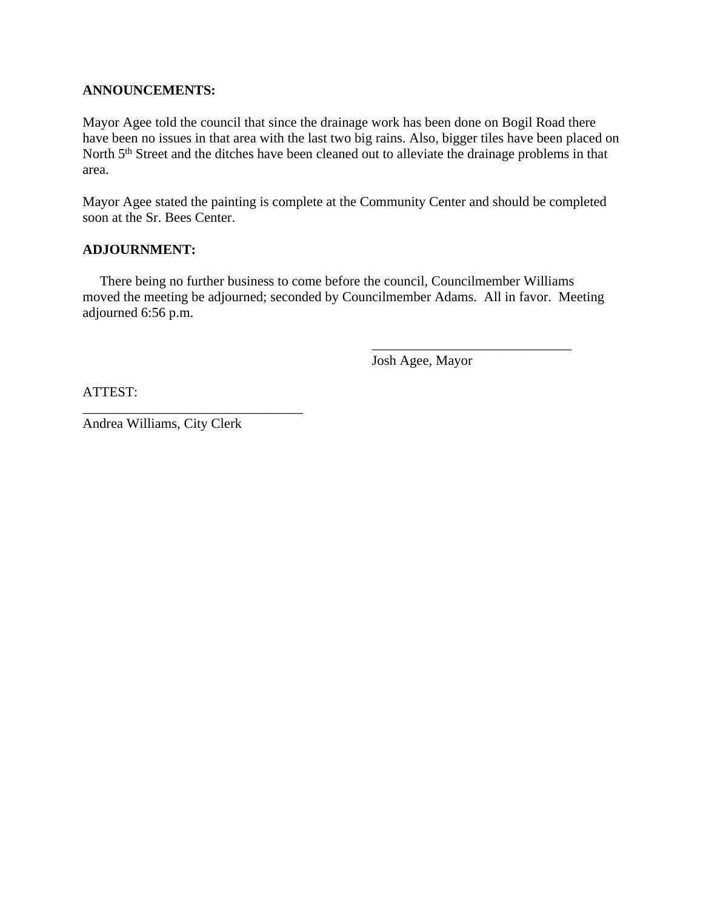**ANNOUNCEMENTS:**

Mayor Agee told the council that since the drainage work has been done on Bogil Road there have been no issues in that area with the last two big rains. Also, bigger tiles have been placed on North 5th Street and the ditches have been cleaned out to alleviate the drainage problems in that area.

Mayor Agee stated the painting is complete at the Community Center and should be completed soon at the Sr. Bees Center.

**ADJOURNMENT:**

There being no further business to come before the council, Councilmember Williams moved the meeting be adjourned; seconded by Councilmember Adams. All in favor. Meeting adjourned 6:56 p.m.

______________________________
Josh Agee, Mayor

ATTEST:
_________________________________
Andrea Williams, City Clerk